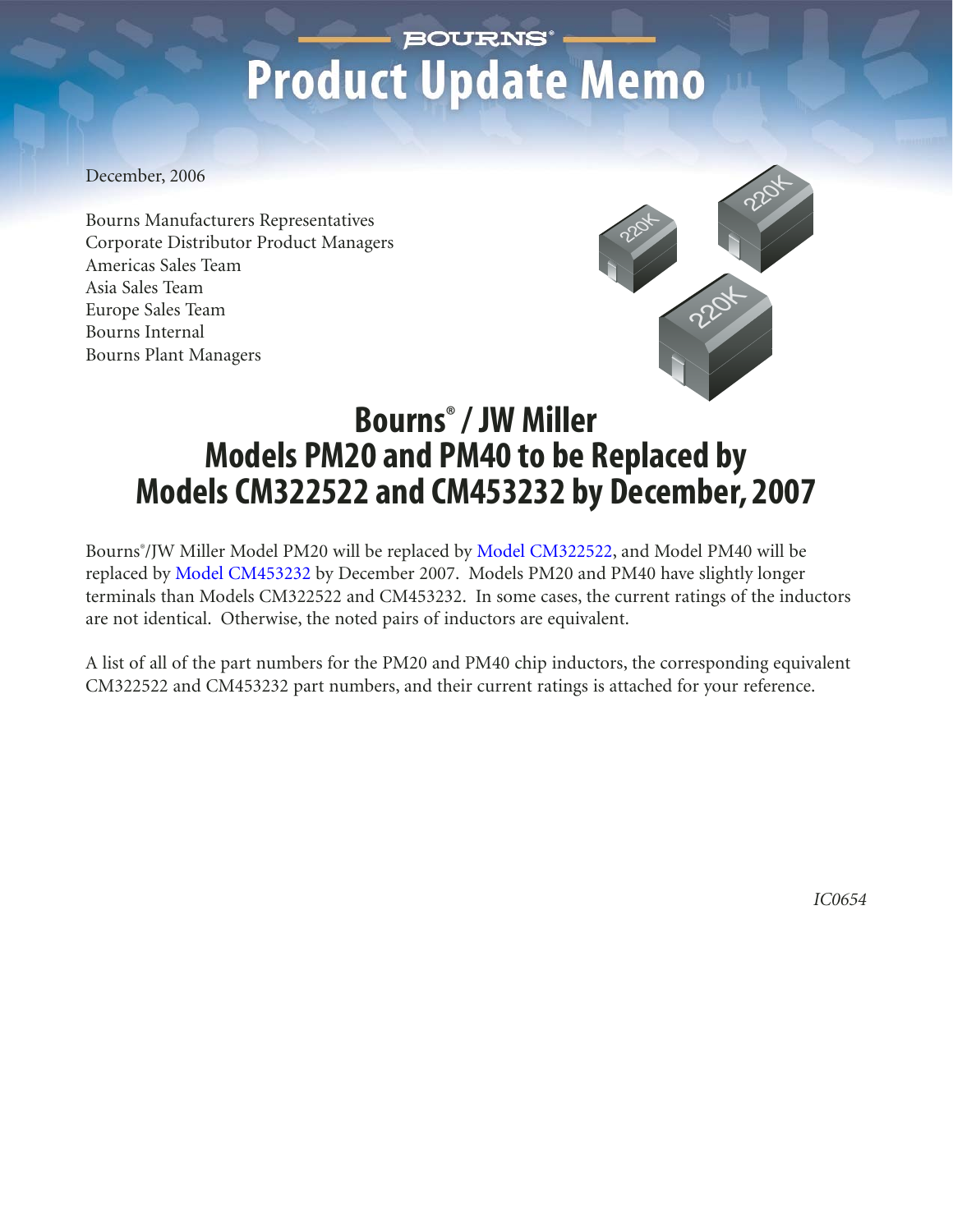# Product Update Memo

December, 2006

Bourns Manufacturers Representatives
Corporate Distributor Product Managers
Americas Sales Team
Asia Sales Team
Europe Sales Team
Bourns Internal
Bourns Plant Managers

## Bourns® / JW Miller
## Models PM20 and PM40 to be Replaced by
## Models CM322522 and CM453232 by December, 2007

Bourns®/JW Miller Model PM20 will be replaced by Model CM322522, and Model PM40 will be replaced by Model CM453232 by December 2007. Models PM20 and PM40 have slightly longer terminals than Models CM322522 and CM453232. In some cases, the current ratings of the inductors are not identical. Otherwise, the noted pairs of inductors are equivalent.

A list of all of the part numbers for the PM20 and PM40 chip inductors, the corresponding equivalent CM322522 and CM453232 part numbers, and their current ratings is attached for your reference.

*IC0654*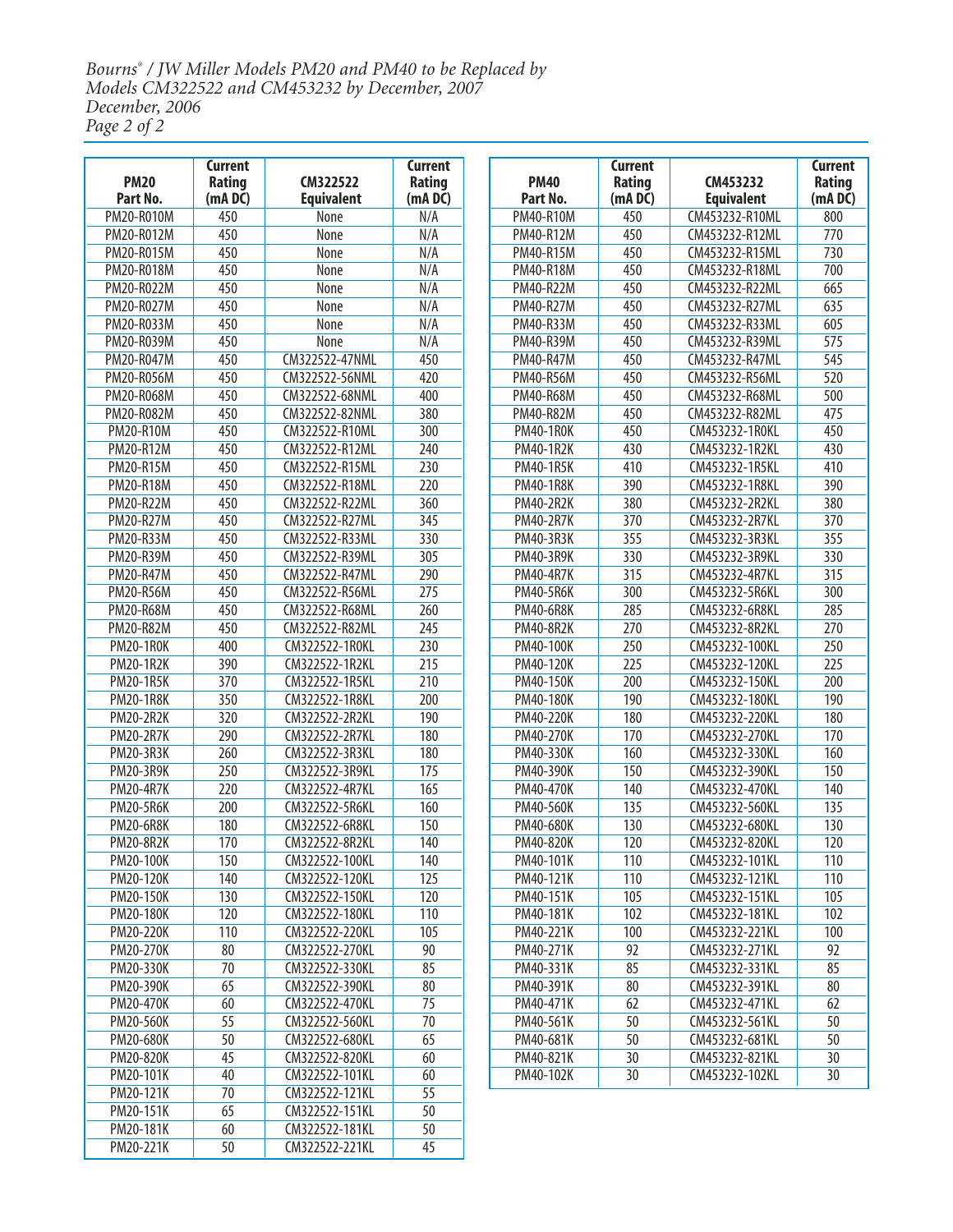| PM20 Part No. | Current Rating (mA DC) | CM322522 Equivalent | Current Rating (mA DC) |
|---|---|---|---|
| PM20-R010M | 450 | None | N/A |
| PM20-R012M | 450 | None | N/A |
| PM20-R015M | 450 | None | N/A |
| PM20-R018M | 450 | None | N/A |
| PM20-R022M | 450 | None | N/A |
| PM20-R027M | 450 | None | N/A |
| PM20-R033M | 450 | None | N/A |
| PM20-R039M | 450 | None | N/A |
| PM20-R047M | 450 | CM322522-47NML | 450 |
| PM20-R056M | 450 | CM322522-56NML | 420 |
| PM20-R068M | 450 | CM322522-68NML | 400 |
| PM20-R082M | 450 | CM322522-82NML | 380 |
| PM20-R10M | 450 | CM322522-R10ML | 300 |
| PM20-R12M | 450 | CM322522-R12ML | 240 |
| PM20-R15M | 450 | CM322522-R15ML | 230 |
| PM20-R18M | 450 | CM322522-R18ML | 220 |
| PM20-R22M | 450 | CM322522-R22ML | 360 |
| PM20-R27M | 450 | CM322522-R27ML | 345 |
| PM20-R33M | 450 | CM322522-R33ML | 330 |
| PM20-R39M | 450 | CM322522-R39ML | 305 |
| PM20-R47M | 450 | CM322522-R47ML | 290 |
| PM20-R56M | 450 | CM322522-R56ML | 275 |
| PM20-R68M | 450 | CM322522-R68ML | 260 |
| PM20-R82M | 450 | CM322522-R82ML | 245 |
| PM20-1R0K | 400 | CM322522-1R0KL | 230 |
| PM20-1R2K | 390 | CM322522-1R2KL | 215 |
| PM20-1R5K | 370 | CM322522-1R5KL | 210 |
| PM20-1R8K | 350 | CM322522-1R8KL | 200 |
| PM20-2R2K | 320 | CM322522-2R2KL | 190 |
| PM20-2R7K | 290 | CM322522-2R7KL | 180 |
| PM20-3R3K | 260 | CM322522-3R3KL | 180 |
| PM20-3R9K | 250 | CM322522-3R9KL | 175 |
| PM20-4R7K | 220 | CM322522-4R7KL | 165 |
| PM20-5R6K | 200 | CM322522-5R6KL | 160 |
| PM20-6R8K | 180 | CM322522-6R8KL | 150 |
| PM20-8R2K | 170 | CM322522-8R2KL | 140 |
| PM20-100K | 150 | CM322522-100KL | 140 |
| PM20-120K | 140 | CM322522-120KL | 125 |
| PM20-150K | 130 | CM322522-150KL | 120 |
| PM20-180K | 120 | CM322522-180KL | 110 |
| PM20-220K | 110 | CM322522-220KL | 105 |
| PM20-270K | 80 | CM322522-270KL | 90 |
| PM20-330K | 70 | CM322522-330KL | 85 |
| PM20-390K | 65 | CM322522-390KL | 80 |
| PM20-470K | 60 | CM322522-470KL | 75 |
| PM20-560K | 55 | CM322522-560KL | 70 |
| PM20-680K | 50 | CM322522-680KL | 65 |
| PM20-820K | 45 | CM322522-820KL | 60 |
| PM20-101K | 40 | CM322522-101KL | 60 |
| PM20-121K | 70 | CM322522-121KL | 55 |
| PM20-151K | 65 | CM322522-151KL | 50 |
| PM20-181K | 60 | CM322522-181KL | 50 |
| PM20-221K | 50 | CM322522-221KL | 45 |

| PM40 Part No. | Current Rating (mA DC) | CM453232 Equivalent | Current Rating (mA DC) |
|---|---|---|---|
| PM40-R10M | 450 | CM453232-R10ML | 800 |
| PM40-R12M | 450 | CM453232-R12ML | 770 |
| PM40-R15M | 450 | CM453232-R15ML | 730 |
| PM40-R18M | 450 | CM453232-R18ML | 700 |
| PM40-R22M | 450 | CM453232-R22ML | 665 |
| PM40-R27M | 450 | CM453232-R27ML | 635 |
| PM40-R33M | 450 | CM453232-R33ML | 605 |
| PM40-R39M | 450 | CM453232-R39ML | 575 |
| PM40-R47M | 450 | CM453232-R47ML | 545 |
| PM40-R56M | 450 | CM453232-R56ML | 520 |
| PM40-R68M | 450 | CM453232-R68ML | 500 |
| PM40-R82M | 450 | CM453232-R82ML | 475 |
| PM40-1R0K | 450 | CM453232-1R0KL | 450 |
| PM40-1R2K | 430 | CM453232-1R2KL | 430 |
| PM40-1R5K | 410 | CM453232-1R5KL | 410 |
| PM40-1R8K | 390 | CM453232-1R8KL | 390 |
| PM40-2R2K | 380 | CM453232-2R2KL | 380 |
| PM40-2R7K | 370 | CM453232-2R7KL | 370 |
| PM40-3R3K | 355 | CM453232-3R3KL | 355 |
| PM40-3R9K | 330 | CM453232-3R9KL | 330 |
| PM40-4R7K | 315 | CM453232-4R7KL | 315 |
| PM40-5R6K | 300 | CM453232-5R6KL | 300 |
| PM40-6R8K | 285 | CM453232-6R8KL | 285 |
| PM40-8R2K | 270 | CM453232-8R2KL | 270 |
| PM40-100K | 250 | CM453232-100KL | 250 |
| PM40-120K | 225 | CM453232-120KL | 225 |
| PM40-150K | 200 | CM453232-150KL | 200 |
| PM40-180K | 190 | CM453232-180KL | 190 |
| PM40-220K | 180 | CM453232-220KL | 180 |
| PM40-270K | 170 | CM453232-270KL | 170 |
| PM40-330K | 160 | CM453232-330KL | 160 |
| PM40-390K | 150 | CM453232-390KL | 150 |
| PM40-470K | 140 | CM453232-470KL | 140 |
| PM40-560K | 135 | CM453232-560KL | 135 |
| PM40-680K | 130 | CM453232-680KL | 130 |
| PM40-820K | 120 | CM453232-820KL | 120 |
| PM40-101K | 110 | CM453232-101KL | 110 |
| PM40-121K | 110 | CM453232-121KL | 110 |
| PM40-151K | 105 | CM453232-151KL | 105 |
| PM40-181K | 102 | CM453232-181KL | 102 |
| PM40-221K | 100 | CM453232-221KL | 100 |
| PM40-271K | 92 | CM453232-271KL | 92 |
| PM40-331K | 85 | CM453232-331KL | 85 |
| PM40-391K | 80 | CM453232-391KL | 80 |
| PM40-471K | 62 | CM453232-471KL | 62 |
| PM40-561K | 50 | CM453232-561KL | 50 |
| PM40-681K | 50 | CM453232-681KL | 50 |
| PM40-821K | 30 | CM453232-821KL | 30 |
| PM40-102K | 30 | CM453232-102KL | 30 |